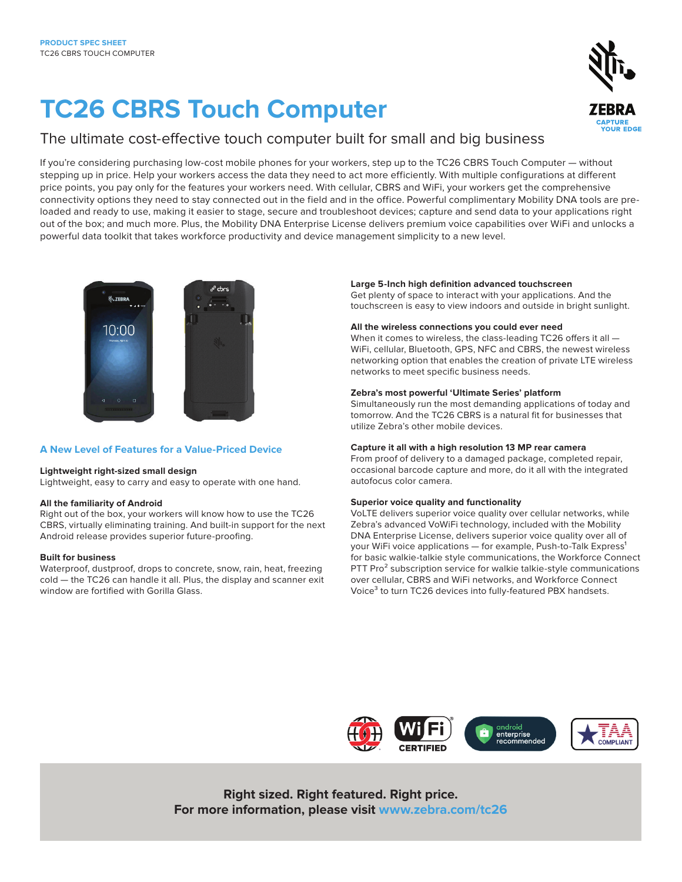PRODUCT SPEC SHEET
TC26 CBRS TOUCH COMPUTER

# TC26 CBRS Touch Computer

## The ultimate cost-effective touch computer built for small and big business

If you're considering purchasing low-cost mobile phones for your workers, step up to the TC26 CBRS Touch Computer — without stepping up in price. Help your workers access the data they need to act more efficiently. With multiple configurations at different price points, you pay only for the features your workers need. With cellular, CBRS and WiFi, your workers get the comprehensive connectivity options they need to stay connected out in the field and in the office. Powerful complimentary Mobility DNA tools are pre-loaded and ready to use, making it easier to stage, secure and troubleshoot devices; capture and send data to your applications right out of the box; and much more. Plus, the Mobility DNA Enterprise License delivers premium voice capabilities over WiFi and unlocks a powerful data toolkit that takes workforce productivity and device management simplicity to a new level.

### A New Level of Features for a Value-Priced Device

**Lightweight right-sized small design**
Lightweight, easy to carry and easy to operate with one hand.

**All the familiarity of Android**
Right out of the box, your workers will know how to use the TC26 CBRS, virtually eliminating training. And built-in support for the next Android release provides superior future-proofing.

**Built for business**
Waterproof, dustproof, drops to concrete, snow, rain, heat, freezing cold — the TC26 can handle it all. Plus, the display and scanner exit window are fortified with Gorilla Glass.

**Large 5-Inch high definition advanced touchscreen**
Get plenty of space to interact with your applications. And the touchscreen is easy to view indoors and outside in bright sunlight.

**All the wireless connections you could ever need**
When it comes to wireless, the class-leading TC26 offers it all — WiFi, cellular, Bluetooth, GPS, NFC and CBRS, the newest wireless networking option that enables the creation of private LTE wireless networks to meet specific business needs.

**Zebra's most powerful 'Ultimate Series' platform**
Simultaneously run the most demanding applications of today and tomorrow. And the TC26 CBRS is a natural fit for businesses that utilize Zebra's other mobile devices.

**Capture it all with a high resolution 13 MP rear camera**
From proof of delivery to a damaged package, completed repair, occasional barcode capture and more, do it all with the integrated autofocus color camera.

**Superior voice quality and functionality**
VoLTE delivers superior voice quality over cellular networks, while Zebra's advanced VoWiFi technology, included with the Mobility DNA Enterprise License, delivers superior voice quality over all of your WiFi voice applications — for example, Push-to-Talk Express[1] for basic walkie-talkie style communications, the Workforce Connect PTT Pro[2] subscription service for walkie talkie-style communications over cellular, CBRS and WiFi networks, and Workforce Connect Voice[3] to turn TC26 devices into fully-featured PBX handsets.

**Right sized. Right featured. Right price.**
**For more information, please visit www.zebra.com/tc26**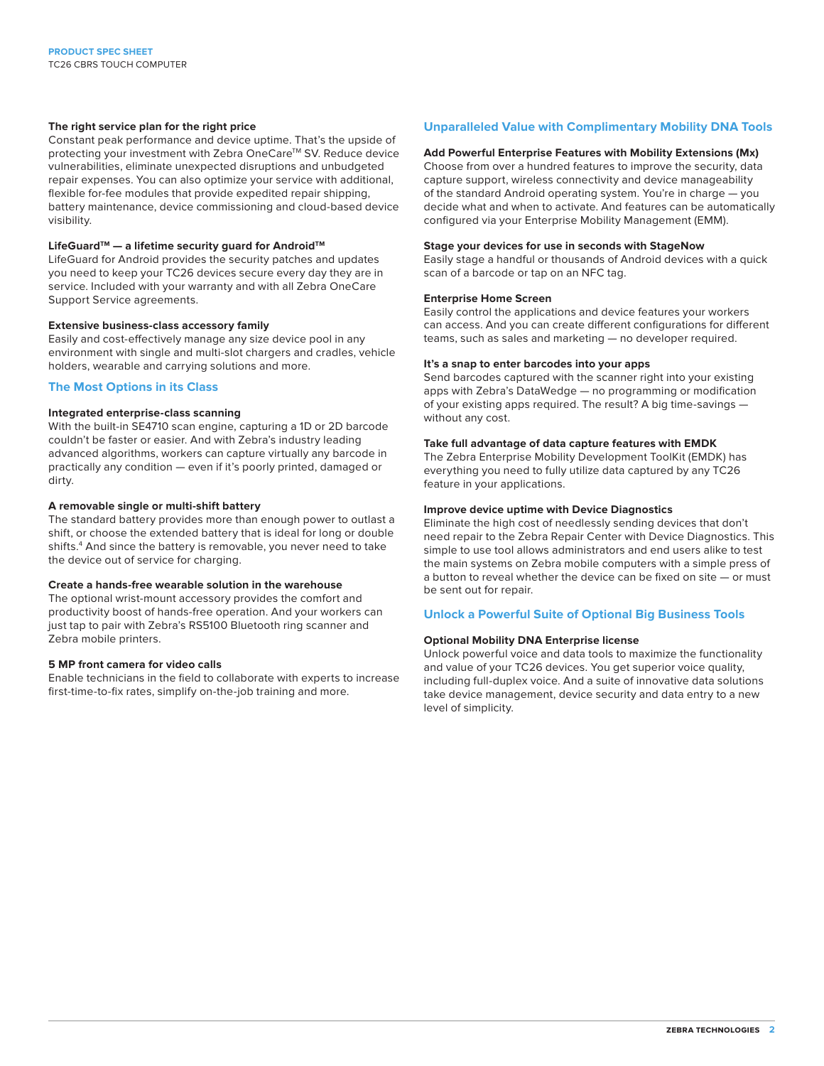**The right service plan for the right price**

Constant peak performance and device uptime. That's the upside of protecting your investment with Zebra OneCare™ SV. Reduce device vulnerabilities, eliminate unexpected disruptions and unbudgeted repair expenses. You can also optimize your service with additional, flexible for-fee modules that provide expedited repair shipping, battery maintenance, device commissioning and cloud-based device visibility.

**LifeGuard™ — a lifetime security guard for Android™**

LifeGuard for Android provides the security patches and updates you need to keep your TC26 devices secure every day they are in service. Included with your warranty and with all Zebra OneCare Support Service agreements.

**Extensive business-class accessory family**

Easily and cost-effectively manage any size device pool in any environment with single and multi-slot chargers and cradles, vehicle holders, wearable and carrying solutions and more.

## The Most Options in its Class

**Integrated enterprise-class scanning**

With the built-in SE4710 scan engine, capturing a 1D or 2D barcode couldn't be faster or easier. And with Zebra's industry leading advanced algorithms, workers can capture virtually any barcode in practically any condition — even if it's poorly printed, damaged or dirty.

**A removable single or multi-shift battery**

The standard battery provides more than enough power to outlast a shift, or choose the extended battery that is ideal for long or double shifts.[4] And since the battery is removable, you never need to take the device out of service for charging.

**Create a hands-free wearable solution in the warehouse**

The optional wrist-mount accessory provides the comfort and productivity boost of hands-free operation. And your workers can just tap to pair with Zebra's RS5100 Bluetooth ring scanner and Zebra mobile printers.

**5 MP front camera for video calls**

Enable technicians in the field to collaborate with experts to increase first-time-to-fix rates, simplify on-the-job training and more.

## Unparalleled Value with Complimentary Mobility DNA Tools

**Add Powerful Enterprise Features with Mobility Extensions (Mx)**

Choose from over a hundred features to improve the security, data capture support, wireless connectivity and device manageability of the standard Android operating system. You're in charge — you decide what and when to activate. And features can be automatically configured via your Enterprise Mobility Management (EMM).

**Stage your devices for use in seconds with StageNow**

Easily stage a handful or thousands of Android devices with a quick scan of a barcode or tap on an NFC tag.

**Enterprise Home Screen**

Easily control the applications and device features your workers can access. And you can create different configurations for different teams, such as sales and marketing — no developer required.

**It's a snap to enter barcodes into your apps**

Send barcodes captured with the scanner right into your existing apps with Zebra's DataWedge — no programming or modification of your existing apps required. The result? A big time-savings — without any cost.

**Take full advantage of data capture features with EMDK**

The Zebra Enterprise Mobility Development ToolKit (EMDK) has everything you need to fully utilize data captured by any TC26 feature in your applications.

**Improve device uptime with Device Diagnostics**

Eliminate the high cost of needlessly sending devices that don't need repair to the Zebra Repair Center with Device Diagnostics. This simple to use tool allows administrators and end users alike to test the main systems on Zebra mobile computers with a simple press of a button to reveal whether the device can be fixed on site — or must be sent out for repair.

## Unlock a Powerful Suite of Optional Big Business Tools

**Optional Mobility DNA Enterprise license**

Unlock powerful voice and data tools to maximize the functionality and value of your TC26 devices. You get superior voice quality, including full-duplex voice. And a suite of innovative data solutions take device management, device security and data entry to a new level of simplicity.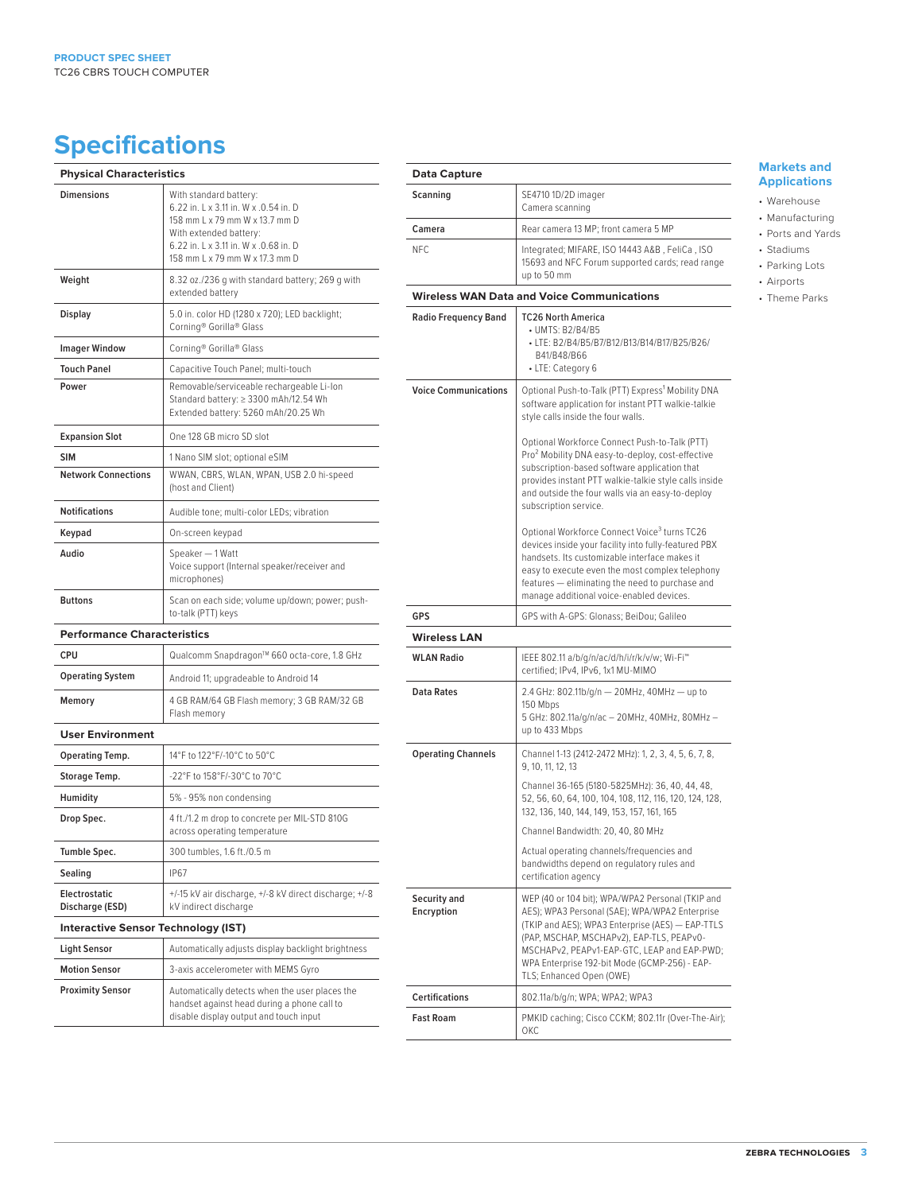# Specifications

| Physical Characteristics | |
|---|---|
| **Dimensions** | With standard battery:<br>6.22 in. L x 3.11 in. W x .0.54 in. D<br>158 mm L x 79 mm W x 13.7 mm D<br>With extended battery:<br>6.22 in. L x 3.11 in. W x .0.68 in. D<br>158 mm L x 79 mm W x 17.3 mm D |
| **Weight** | 8.32 oz./236 g with standard battery; 269 g with extended battery |
| **Display** | 5.0 in. color HD (1280 x 720); LED backlight; Corning® Gorilla® Glass |
| **Imager Window** | Corning® Gorilla® Glass |
| **Touch Panel** | Capacitive Touch Panel; multi-touch |
| **Power** | Removable/serviceable rechargeable Li-Ion<br>Standard battery: ≥ 3300 mAh/12.54 Wh<br>Extended battery: 5260 mAh/20.25 Wh |
| **Expansion Slot** | One 128 GB micro SD slot |
| **SIM** | 1 Nano SIM slot; optional eSIM |
| **Network Connections** | WWAN, CBRS, WLAN, WPAN, USB 2.0 hi-speed (host and Client) |
| **Notifications** | Audible tone; multi-color LEDs; vibration |
| **Keypad** | On-screen keypad |
| **Audio** | Speaker — 1 Watt<br>Voice support (Internal speaker/receiver and microphones) |
| **Buttons** | Scan on each side; volume up/down; power; push-to-talk (PTT) keys |

| Performance Characteristics | |
|---|---|
| **CPU** | Qualcomm Snapdragon™ 660 octa-core, 1.8 GHz |
| **Operating System** | Android 11; upgradeable to Android 14 |
| **Memory** | 4 GB RAM/64 GB Flash memory; 3 GB RAM/32 GB Flash memory |

| User Environment | |
|---|---|
| **Operating Temp.** | 14°F to 122°F/-10°C to 50°C |
| **Storage Temp.** | -22°F to 158°F/-30°C to 70°C |
| **Humidity** | 5% - 95% non condensing |
| **Drop Spec.** | 4 ft./1.2 m drop to concrete per MIL-STD 810G across operating temperature |
| **Tumble Spec.** | 300 tumbles, 1.6 ft./0.5 m |
| **Sealing** | IP67 |
| **Electrostatic Discharge (ESD)** | +/-15 kV air discharge, +/-8 kV direct discharge; +/-8 kV indirect discharge |

| Interactive Sensor Technology (IST) | |
|---|---|
| **Light Sensor** | Automatically adjusts display backlight brightness |
| **Motion Sensor** | 3-axis accelerometer with MEMS Gyro |
| **Proximity Sensor** | Automatically detects when the user places the handset against head during a phone call to disable display output and touch input |

| Data Capture | |
|---|---|
| **Scanning** | SE4710 1D/2D imager<br>Camera scanning |
| **Camera** | Rear camera 13 MP; front camera 5 MP |
| NFC | Integrated; MIFARE, ISO 14443 A&B , FeliCa , ISO 15693 and NFC Forum supported cards; read range up to 50 mm |

| Wireless WAN Data and Voice Communications | |
|---|---|
| **Radio Frequency Band** | TC26 North America<br>• UMTS: B2/B4/B5<br>• LTE: B2/B4/B5/B7/B12/B13/B14/B17/B25/B26/B41/B48/B66<br>• LTE: Category 6 |
| **Voice Communications** | Optional Push-to-Talk (PTT) Express[1] Mobility DNA software application for instant PTT walkie-talkie style calls inside the four walls.<br><br>Optional Workforce Connect Push-to-Talk (PTT) Pro[2] Mobility DNA easy-to-deploy, cost-effective subscription-based software application that provides instant PTT walkie-talkie style calls inside and outside the four walls via an easy-to-deploy subscription service.<br><br>Optional Workforce Connect Voice[3] turns TC26 devices inside your facility into fully-featured PBX handsets. Its customizable interface makes it easy to execute even the most complex telephony features — eliminating the need to purchase and manage additional voice-enabled devices. |
| **GPS** | GPS with A-GPS: Glonass; BeiDou; Galileo |

| Wireless LAN | |
|---|---|
| **WLAN Radio** | IEEE 802.11 a/b/g/n/ac/d/h/i/r/k/v/w; Wi-Fi™ certified; IPv4, IPv6, 1x1 MU-MIMO |
| **Data Rates** | 2.4 GHz: 802.11b/g/n — 20MHz, 40MHz — up to 150 Mbps<br>5 GHz: 802.11a/g/n/ac – 20MHz, 40MHz, 80MHz – up to 433 Mbps |
| **Operating Channels** | Channel 1-13 (2412-2472 MHz): 1, 2, 3, 4, 5, 6, 7, 8, 9, 10, 11, 12, 13<br><br>Channel 36-165 (5180-5825MHz): 36, 40, 44, 48, 52, 56, 60, 64, 100, 104, 108, 112, 116, 120, 124, 128, 132, 136, 140, 144, 149, 153, 157, 161, 165<br><br>Channel Bandwidth: 20, 40, 80 MHz<br><br>Actual operating channels/frequencies and bandwidths depend on regulatory rules and certification agency |
| **Security and Encryption** | WEP (40 or 104 bit); WPA/WPA2 Personal (TKIP and AES); WPA3 Personal (SAE); WPA/WPA2 Enterprise (TKIP and AES); WPA3 Enterprise (AES) — EAP-TTLS (PAP, MSCHAP, MSCHAPv2), EAP-TLS, PEAPv0-MSCHAPv2, PEAPv1-EAP-GTC, LEAP and EAP-PWD; WPA Enterprise 192-bit Mode (GCMP-256) - EAP-TLS; Enhanced Open (OWE) |
| **Certifications** | 802.11a/b/g/n; WPA; WPA2; WPA3 |
| **Fast Roam** | PMKID caching; Cisco CCKM; 802.11r (Over-The-Air); OKC |

## Markets and Applications

- Warehouse
- Manufacturing
- Ports and Yards
- Stadiums
- Parking Lots
- Airports
- Theme Parks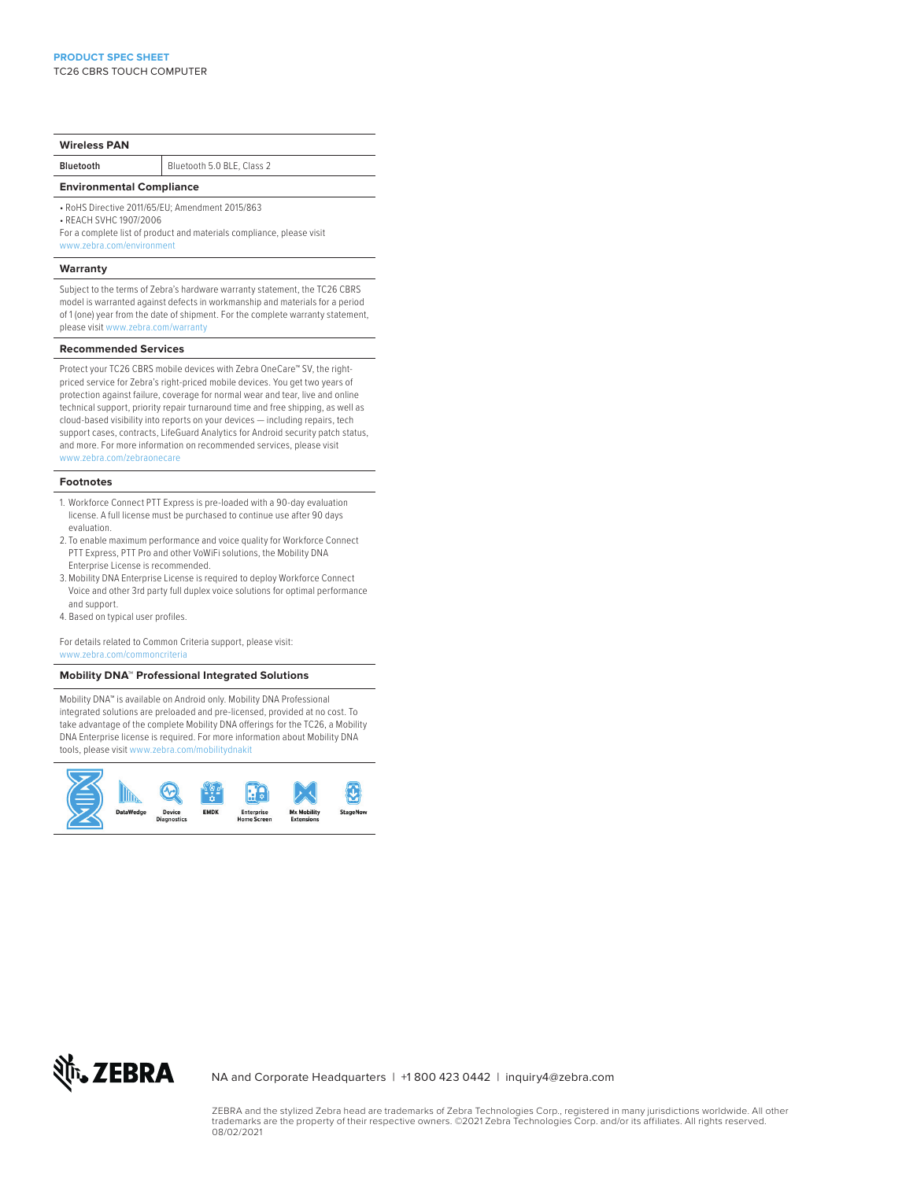## Wireless PAN

| | |
|---|---|
| Bluetooth | Bluetooth 5.0 BLE, Class 2 |

## Environmental Compliance

- RoHS Directive 2011/65/EU; Amendment 2015/863
- REACH SVHC 1907/2006

For a complete list of product and materials compliance, please visit www.zebra.com/environment

## Warranty

Subject to the terms of Zebra's hardware warranty statement, the TC26 CBRS model is warranted against defects in workmanship and materials for a period of 1 (one) year from the date of shipment. For the complete warranty statement, please visit www.zebra.com/warranty

## Recommended Services

Protect your TC26 CBRS mobile devices with Zebra OneCare™ SV, the right-priced service for Zebra's right-priced mobile devices. You get two years of protection against failure, coverage for normal wear and tear, live and online technical support, priority repair turnaround time and free shipping, as well as cloud-based visibility into reports on your devices — including repairs, tech support cases, contracts, LifeGuard Analytics for Android security patch status, and more. For more information on recommended services, please visit www.zebra.com/zebraonecare

## Footnotes

1. Workforce Connect PTT Express is pre-loaded with a 90-day evaluation license. A full license must be purchased to continue use after 90 days evaluation.
2. To enable maximum performance and voice quality for Workforce Connect PTT Express, PTT Pro and other VoWiFi solutions, the Mobility DNA Enterprise License is recommended.
3. Mobility DNA Enterprise License is required to deploy Workforce Connect Voice and other 3rd party full duplex voice solutions for optimal performance and support.
4. Based on typical user profiles.

For details related to Common Criteria support, please visit: www.zebra.com/commoncriteria

## Mobility DNA™ Professional Integrated Solutions

Mobility DNA™ is available on Android only. Mobility DNA Professional integrated solutions are preloaded and pre-licensed, provided at no cost. To take advantage of the complete Mobility DNA offerings for the TC26, a Mobility DNA Enterprise license is required. For more information about Mobility DNA tools, please visit www.zebra.com/mobilitydnakit

DataWedge | Device Diagnostics | EMDK | Enterprise Home Screen | Mx Mobility Extensions | StageNow

NA and Corporate Headquarters | +1 800 423 0442 | inquiry4@zebra.com

ZEBRA and the stylized Zebra head are trademarks of Zebra Technologies Corp., registered in many jurisdictions worldwide. All other trademarks are the property of their respective owners. ©2021 Zebra Technologies Corp. and/or its affiliates. All rights reserved. 08/02/2021